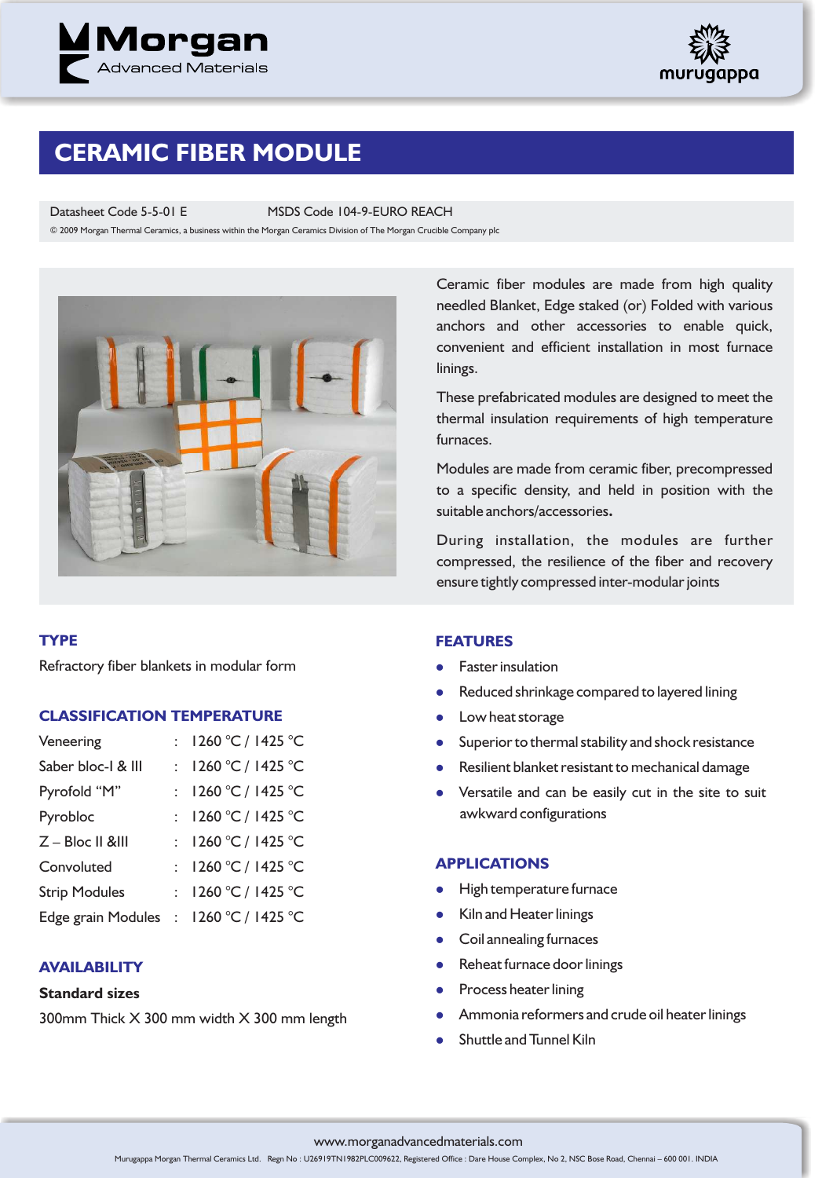# CERAMIC FIBER MODULE

Datasheet Code 5-5-01 E MSDS Code 104-9-EURO REACH

© 2009 Morgan Thermal Ceramics, a business within the Morgan Ceramics Division of The Morgan Crucible Company plc

Ceramic fiber modules are made from high quality needled Blanket, Edge staked (or) Folded with various anchors and other accessories to enable quick, convenient and efficient installation in most furnace linings.

These prefabricated modules are designed to meet the thermal insulation requirements of high temperature furnaces.

Modules are made from ceramic fiber, precompressed to a specific density, and held in position with the suitable anchors/accessories.

During installation, the modules are further compressed, the resilience of the fiber and recovery ensure tightly compressed inter-modular joints

## TYPE

Refractory fiber blankets in modular form

## CLASSIFICATION TEMPERATURE

| | | |
|---|---|---|
| Veneering | : | 1260 °C / 1425 °C |
| Saber bloc-I & III | : | 1260 °C / 1425 °C |
| Pyrofold "M" | : | 1260 °C / 1425 °C |
| Pyrobloc | : | 1260 °C / 1425 °C |
| Z – Bloc II &III | : | 1260 °C / 1425 °C |
| Convoluted | : | 1260 °C / 1425 °C |
| Strip Modules | : | 1260 °C / 1425 °C |
| Edge grain Modules | : | 1260 °C / 1425 °C |

## AVAILABILITY

**Standard sizes**

300mm Thick X 300 mm width X 300 mm length

## FEATURES

- Faster insulation
- Reduced shrinkage compared to layered lining
- Low heat storage
- Superior to thermal stability and shock resistance
- Resilient blanket resistant to mechanical damage
- Versatile and can be easily cut in the site to suit awkward configurations

## APPLICATIONS

- High temperature furnace
- Kiln and Heater linings
- Coil annealing furnaces
- Reheat furnace door linings
- Process heater lining
- Ammonia reformers and crude oil heater linings
- Shuttle and Tunnel Kiln

www.morganadvancedmaterials.com

Murugappa Morgan Thermal Ceramics Ltd. Regn No : U26919TN1982PLC009622, Registered Office : Dare House Complex, No 2, NSC Bose Road, Chennai – 600 001. INDIA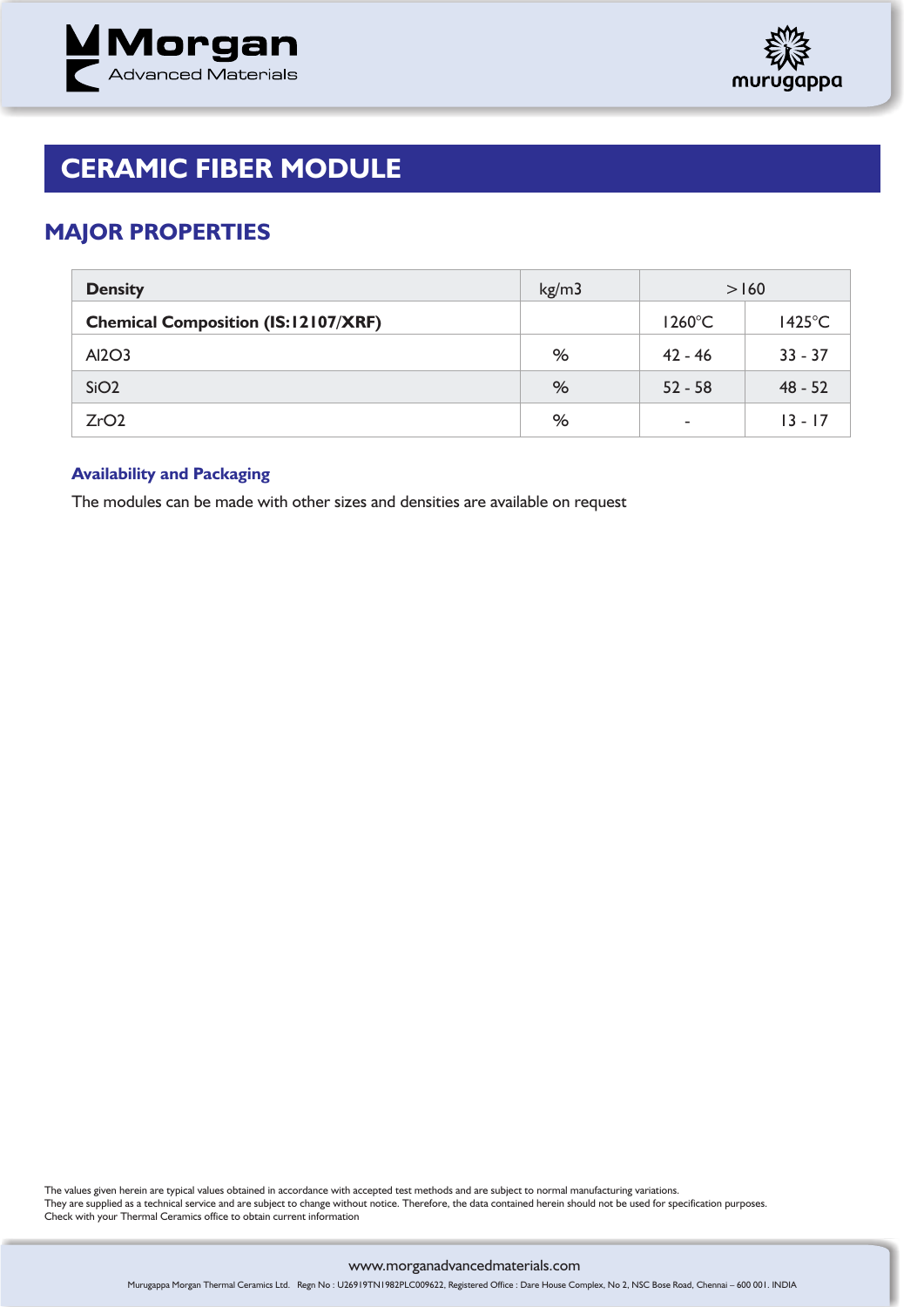# CERAMIC FIBER MODULE

## MAJOR PROPERTIES

| Density | kg/m3 | >160 | |
|---|---|---|---|
| **Chemical Composition (IS:12107/XRF)** | | 1260°C | 1425°C |
| $Al_2O_3$ | % | 42 - 46 | 33 - 37 |
| $SiO_2$ | % | 52 - 58 | 48 - 52 |
| $ZrO_2$ | % | - | 13 - 17 |

### Availability and Packaging

The modules can be made with other sizes and densities are available on request

The values given herein are typical values obtained in accordance with accepted test methods and are subject to normal manufacturing variations.
They are supplied as a technical service and are subject to change without notice. Therefore, the data contained herein should not be used for specification purposes.
Check with your Thermal Ceramics office to obtain current information

www.morganadvancedmaterials.com

Murugappa Morgan Thermal Ceramics Ltd. Regn No : U26919TN1982PLC009622, Registered Office : Dare House Complex, No 2, NSC Bose Road, Chennai – 600 001. INDIA